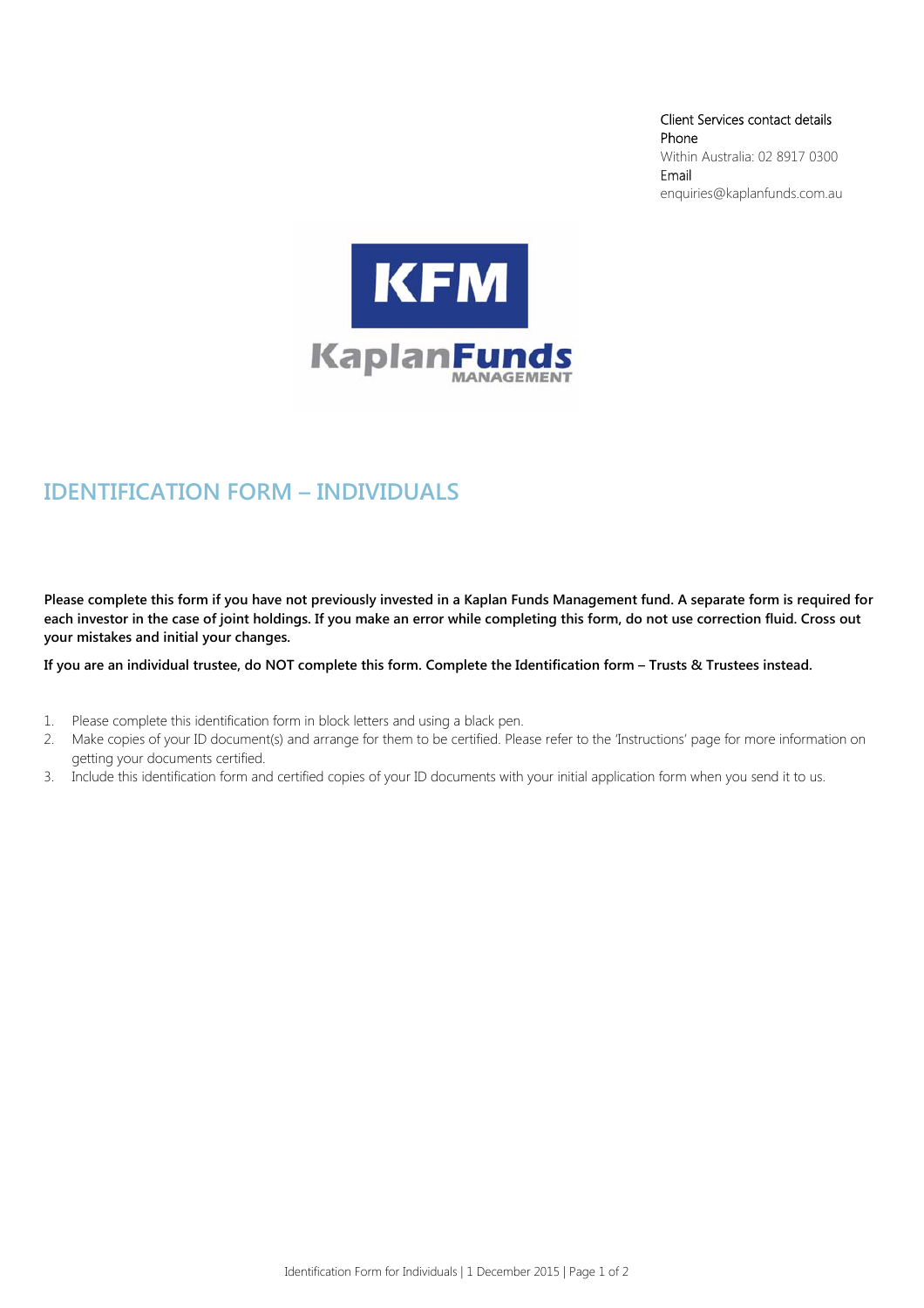Client Services contact details
Phone
Within Australia: 02 8917 0300
Email
enquiries@kaplanfunds.com.au

KFM
KaplanFunds MANAGEMENT

# IDENTIFICATION FORM – INDIVIDUALS

**Please complete this form if you have not previously invested in a Kaplan Funds Management fund. A separate form is required for each investor in the case of joint holdings. If you make an error while completing this form, do not use correction fluid. Cross out your mistakes and initial your changes.**

**If you are an individual trustee, do NOT complete this form. Complete the Identification form – Trusts & Trustees instead.**

1. Please complete this identification form in block letters and using a black pen.
2. Make copies of your ID document(s) and arrange for them to be certified. Please refer to the 'Instructions' page for more information on getting your documents certified.
3. Include this identification form and certified copies of your ID documents with your initial application form when you send it to us.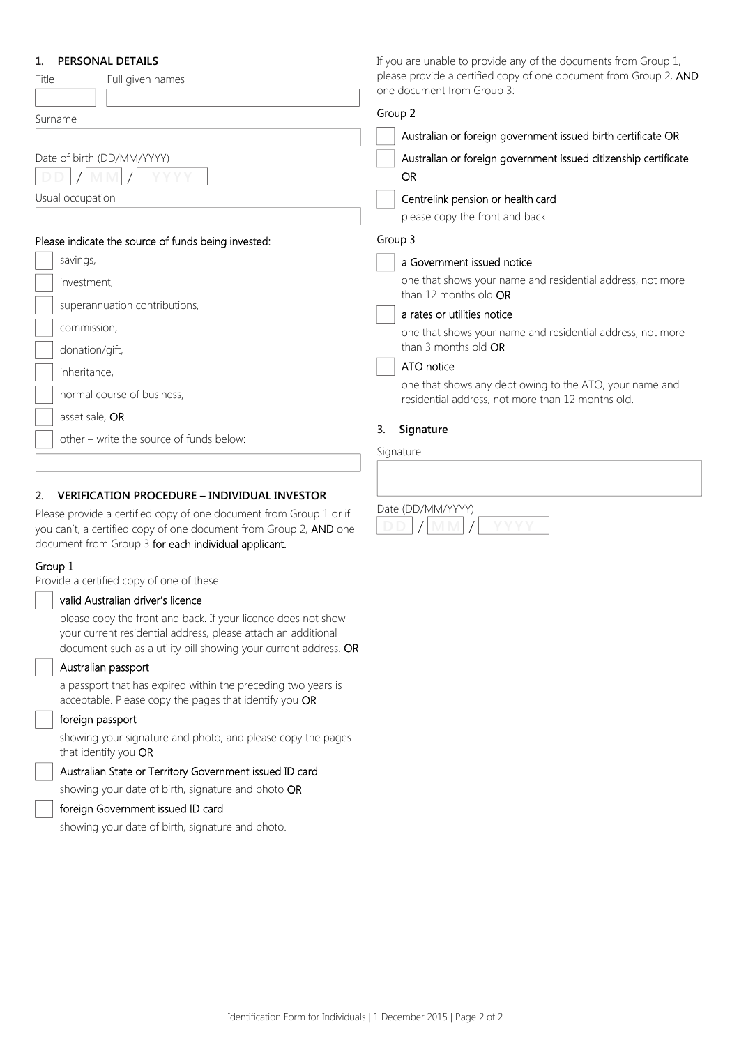## 1. PERSONAL DETAILS

Title

Full given names

Surname

Date of birth (DD/MM/YYYY)

DD / MM / YYYY

Usual occupation

Please indicate the source of funds being invested:

- ☐ savings,
- ☐ investment,
- ☐ superannuation contributions,
- ☐ commission,
- ☐ donation/gift,
- ☐ inheritance,
- ☐ normal course of business,
- ☐ asset sale, OR
- ☐ other – write the source of funds below:

## 2. VERIFICATION PROCEDURE – INDIVIDUAL INVESTOR

Please provide a certified copy of one document from Group 1 or if you can't, a certified copy of one document from Group 2, AND one document from Group 3 for each individual applicant.

### Group 1

Provide a certified copy of one of these:

- ☐ valid Australian driver's licence

  please copy the front and back. If your licence does not show your current residential address, please attach an additional document such as a utility bill showing your current address. OR

- ☐ Australian passport

  a passport that has expired within the preceding two years is acceptable. Please copy the pages that identify you OR

- ☐ foreign passport

  showing your signature and photo, and please copy the pages that identify you OR

- ☐ Australian State or Territory Government issued ID card

  showing your date of birth, signature and photo OR

- ☐ foreign Government issued ID card

  showing your date of birth, signature and photo.

If you are unable to provide any of the documents from Group 1, please provide a certified copy of one document from Group 2, AND one document from Group 3:

### Group 2

- ☐ Australian or foreign government issued birth certificate OR
- ☐ Australian or foreign government issued citizenship certificate OR
- ☐ Centrelink pension or health card

  please copy the front and back.

### Group 3

- ☐ a Government issued notice

  one that shows your name and residential address, not more than 12 months old OR

- ☐ a rates or utilities notice

  one that shows your name and residential address, not more than 3 months old OR

- ☐ ATO notice

  one that shows any debt owing to the ATO, your name and residential address, not more than 12 months old.

## 3. Signature

Signature

Date (DD/MM/YYYY)

DD / MM / YYYY